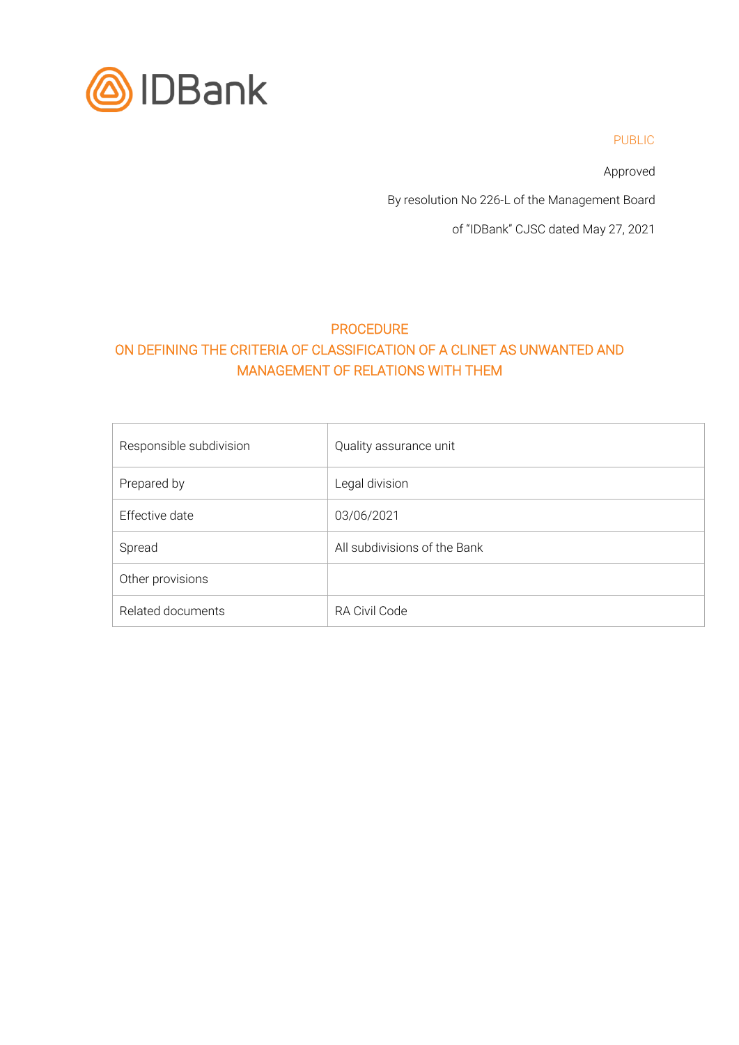IDBank

PUBLIC

Approved

By resolution No 226-L of the Management Board

of "IDBank" CJSC dated May 27, 2021

# PROCEDURE
## ON DEFINING THE CRITERIA OF CLASSIFICATION OF A CLINET AS UNWANTED AND MANAGEMENT OF RELATIONS WITH THEM

| Responsible subdivision | Quality assurance unit |
| --- | --- |
| Prepared by | Legal division |
| Effective date | 03/06/2021 |
| Spread | All subdivisions of the Bank |
| Other provisions | |
| Related documents | RA Civil Code |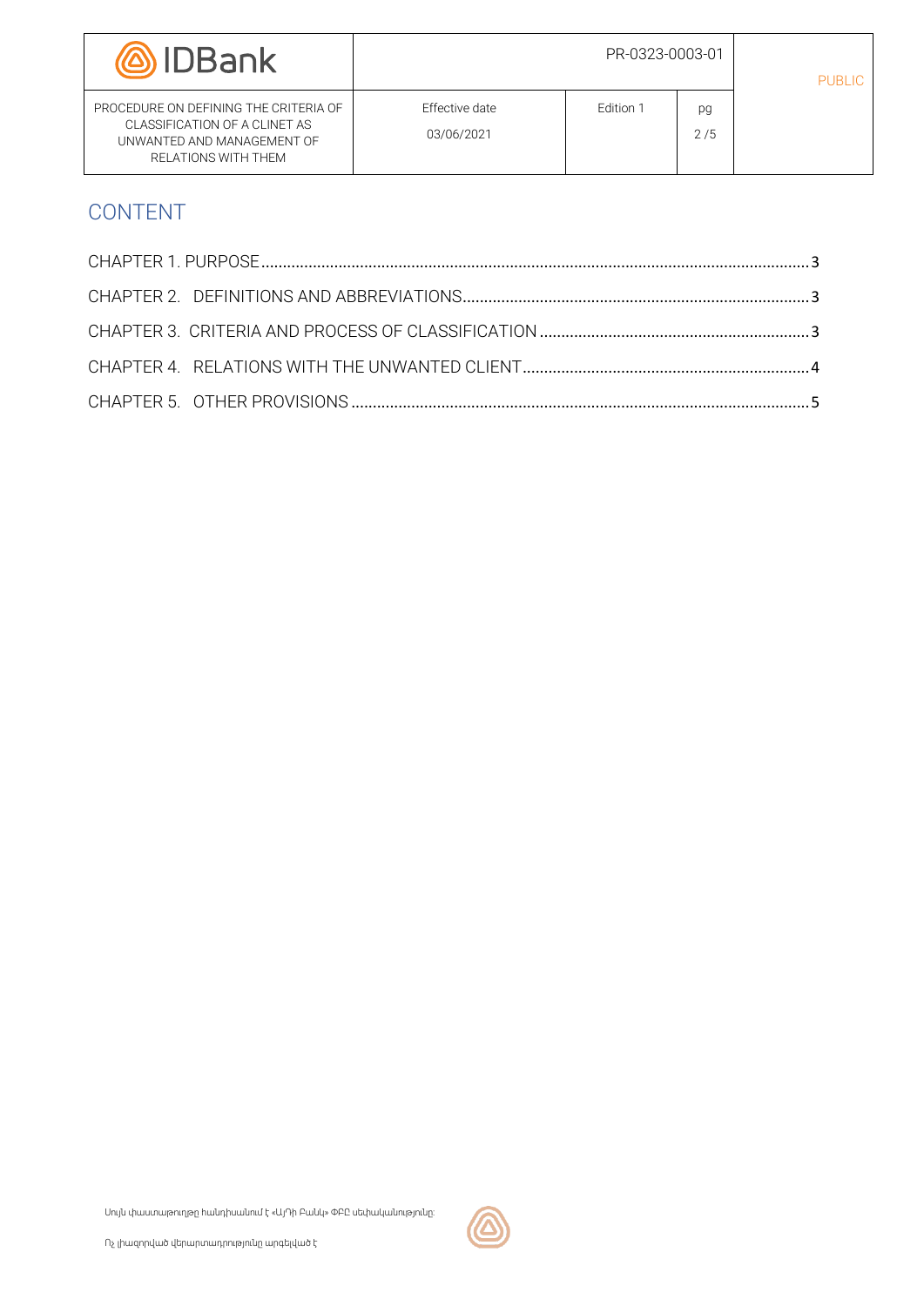# CONTENT

CHAPTER 1. PURPOSE ....................................................................................................................... 3

CHAPTER 2. DEFINITIONS AND ABBREVIATIONS ........................................................................ 3

CHAPTER 3. CRITERIA AND PROCESS OF CLASSIFICATION ....................................................... 3

CHAPTER 4. RELATIONS WITH THE UNWANTED CLIENT ............................................................ 4

CHAPTER 5. OTHER PROVISIONS ................................................................................................... 5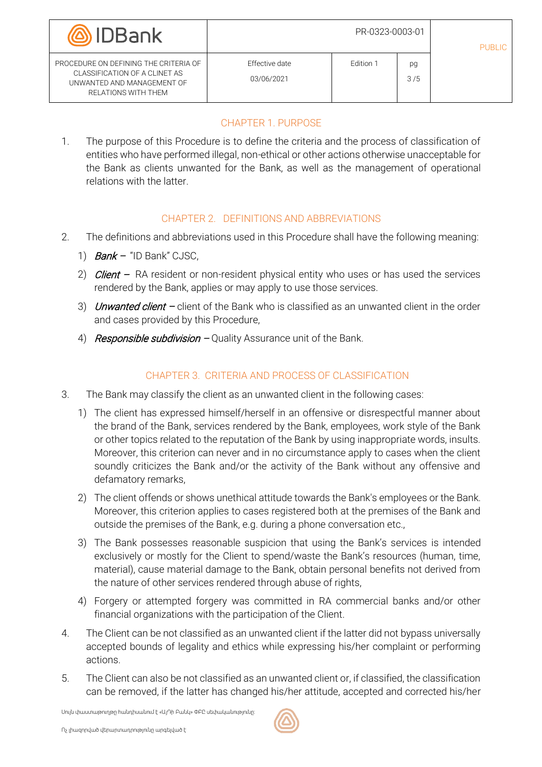## CHAPTER 1. PURPOSE

1. The purpose of this Procedure is to define the criteria and the process of classification of entities who have performed illegal, non-ethical or other actions otherwise unacceptable for the Bank as clients unwanted for the Bank, as well as the management of operational relations with the latter.

## CHAPTER 2. DEFINITIONS AND ABBREVIATIONS

2. The definitions and abbreviations used in this Procedure shall have the following meaning:
   1) ***Bank*** – "ID Bank" CJSC,
   2) ***Client*** – RA resident or non-resident physical entity who uses or has used the services rendered by the Bank, applies or may apply to use those services.
   3) ***Unwanted client*** – client of the Bank who is classified as an unwanted client in the order and cases provided by this Procedure,
   4) ***Responsible subdivision*** – Quality Assurance unit of the Bank.

## CHAPTER 3. CRITERIA AND PROCESS OF CLASSIFICATION

3. The Bank may classify the client as an unwanted client in the following cases:
   1) The client has expressed himself/herself in an offensive or disrespectful manner about the brand of the Bank, services rendered by the Bank, employees, work style of the Bank or other topics related to the reputation of the Bank by using inappropriate words, insults. Moreover, this criterion can never and in no circumstance apply to cases when the client soundly criticizes the Bank and/or the activity of the Bank without any offensive and defamatory remarks,
   2) The client offends or shows unethical attitude towards the Bank's employees or the Bank. Moreover, this criterion applies to cases registered both at the premises of the Bank and outside the premises of the Bank, e.g. during a phone conversation etc.,
   3) The Bank possesses reasonable suspicion that using the Bank's services is intended exclusively or mostly for the Client to spend/waste the Bank's resources (human, time, material), cause material damage to the Bank, obtain personal benefits not derived from the nature of other services rendered through abuse of rights,
   4) Forgery or attempted forgery was committed in RA commercial banks and/or other financial organizations with the participation of the Client.
4. The Client can be not classified as an unwanted client if the latter did not bypass universally accepted bounds of legality and ethics while expressing his/her complaint or performing actions.
5. The Client can also be not classified as an unwanted client or, if classified, the classification can be removed, if the latter has changed his/her attitude, accepted and corrected his/her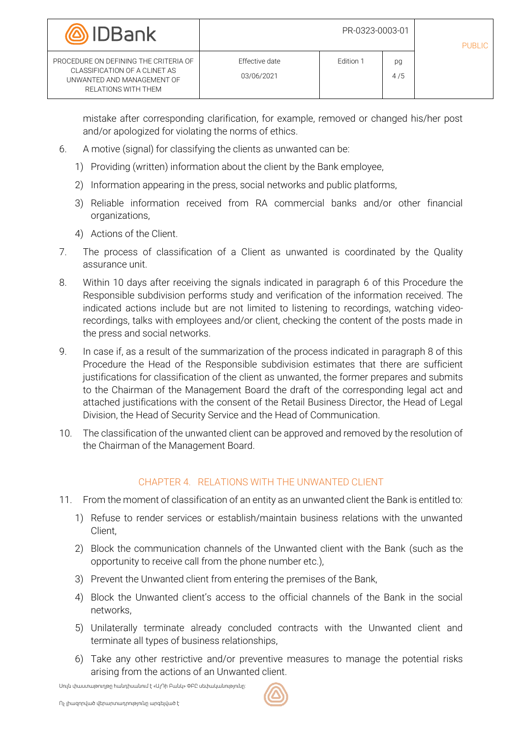mistake after corresponding clarification, for example, removed or changed his/her post and/or apologized for violating the norms of ethics.

6. A motive (signal) for classifying the clients as unwanted can be:
   1) Providing (written) information about the client by the Bank employee,
   2) Information appearing in the press, social networks and public platforms,
   3) Reliable information received from RA commercial banks and/or other financial organizations,
   4) Actions of the Client.
7. The process of classification of a Client as unwanted is coordinated by the Quality assurance unit.
8. Within 10 days after receiving the signals indicated in paragraph 6 of this Procedure the Responsible subdivision performs study and verification of the information received. The indicated actions include but are not limited to listening to recordings, watching video-recordings, talks with employees and/or client, checking the content of the posts made in the press and social networks.
9. In case if, as a result of the summarization of the process indicated in paragraph 8 of this Procedure the Head of the Responsible subdivision estimates that there are sufficient justifications for classification of the client as unwanted, the former prepares and submits to the Chairman of the Management Board the draft of the corresponding legal act and attached justifications with the consent of the Retail Business Director, the Head of Legal Division, the Head of Security Service and the Head of Communication.
10. The classification of the unwanted client can be approved and removed by the resolution of the Chairman of the Management Board.

## CHAPTER 4. RELATIONS WITH THE UNWANTED CLIENT

11. From the moment of classification of an entity as an unwanted client the Bank is entitled to:
    1) Refuse to render services or establish/maintain business relations with the unwanted Client,
    2) Block the communication channels of the Unwanted client with the Bank (such as the opportunity to receive call from the phone number etc.),
    3) Prevent the Unwanted client from entering the premises of the Bank,
    4) Block the Unwanted client's access to the official channels of the Bank in the social networks,
    5) Unilaterally terminate already concluded contracts with the Unwanted client and terminate all types of business relationships,
    6) Take any other restrictive and/or preventive measures to manage the potential risks arising from the actions of an Unwanted client.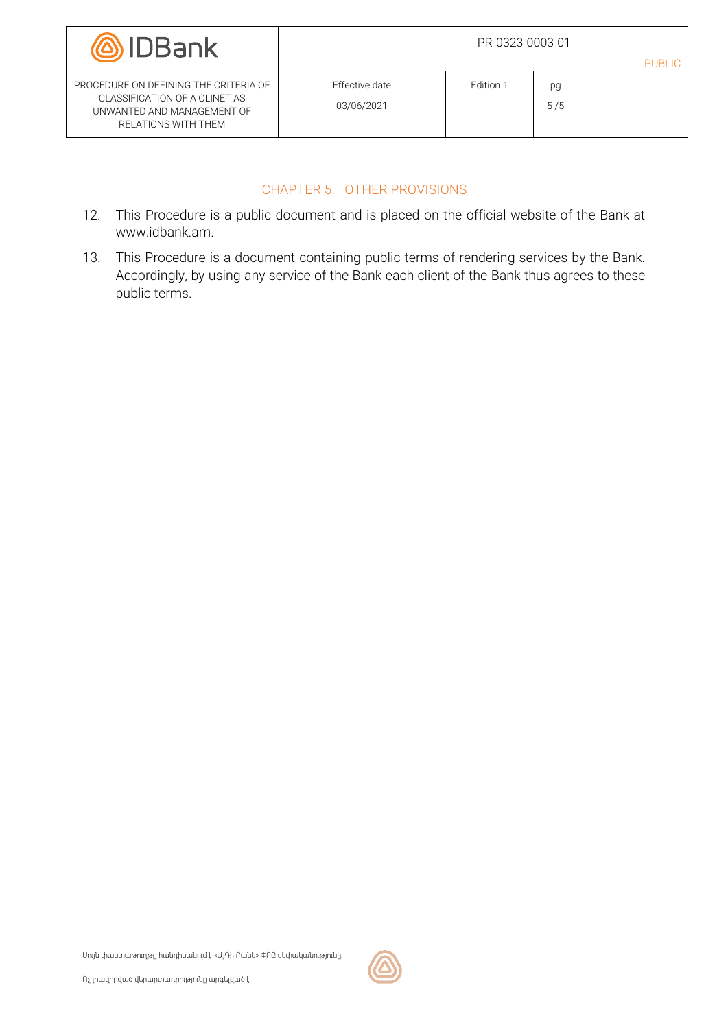## CHAPTER 5. OTHER PROVISIONS

12. This Procedure is a public document and is placed on the official website of the Bank at www.idbank.am.
13. This Procedure is a document containing public terms of rendering services by the Bank. Accordingly, by using any service of the Bank each client of the Bank thus agrees to these public terms.